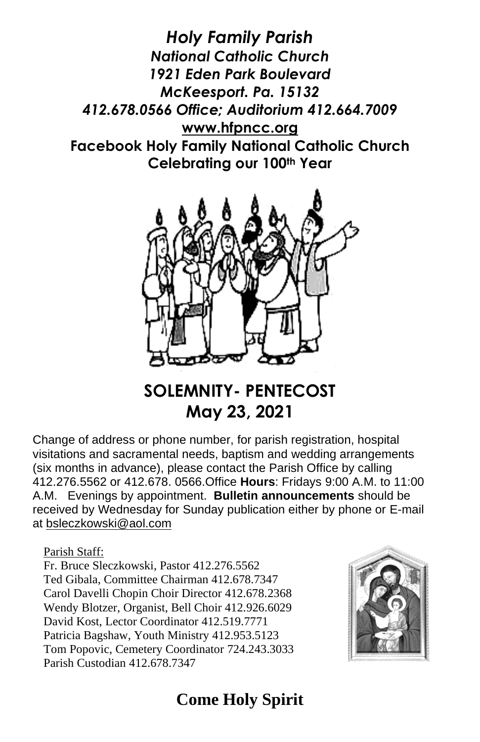# *Holy Family Parish*

***National Catholic Church***
***1921 Eden Park Boulevard***
***McKeesport. Pa. 15132***
***412.678.0566 Office; Auditorium 412.664.7009***
**www.hfpncc.org**
**Facebook Holy Family National Catholic Church**
**Celebrating our 100th Year**

## SOLEMNITY- PENTECOST
## May 23, 2021

Change of address or phone number, for parish registration, hospital visitations and sacramental needs, baptism and wedding arrangements (six months in advance), please contact the Parish Office by calling 412.276.5562 or 412.678. 0566.Office **Hours**: Fridays 9:00 A.M. to 11:00 A.M. Evenings by appointment. **Bulletin announcements** should be received by Wednesday for Sunday publication either by phone or E-mail at bsleczkowski@aol.com

Parish Staff:
Fr. Bruce Sleczkowski, Pastor 412.276.5562
Ted Gibala, Committee Chairman 412.678.7347
Carol Davelli Chopin Choir Director 412.678.2368
Wendy Blotzer, Organist, Bell Choir 412.926.6029
David Kost, Lector Coordinator 412.519.7771
Patricia Bagshaw, Youth Ministry 412.953.5123
Tom Popovic, Cemetery Coordinator 724.243.3033
Parish Custodian 412.678.7347

## Come Holy Spirit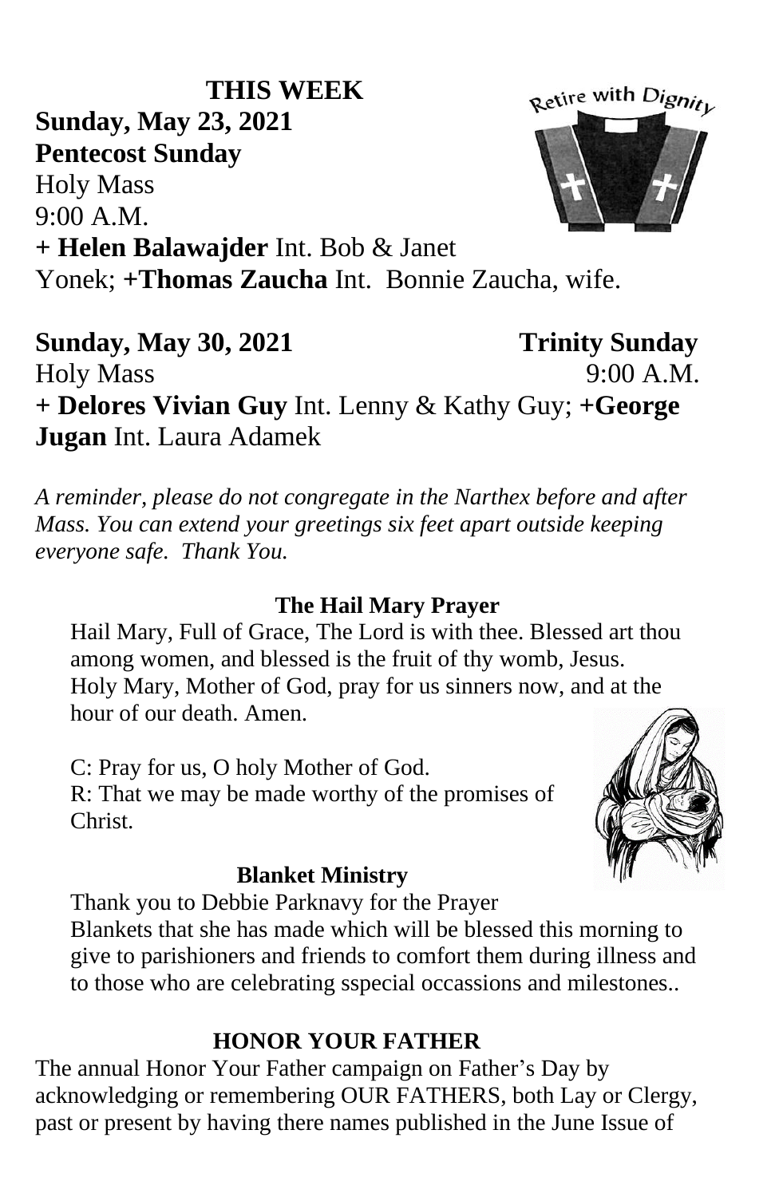## THIS WEEK

**Sunday, May 23, 2021**
**Pentecost Sunday**
Holy Mass
9:00 A.M.
**+ Helen Balawajder** Int. Bob & Janet Yonek; **+Thomas Zaucha** Int. Bonnie Zaucha, wife.

**Sunday, May 30, 2021** **Trinity Sunday**
Holy Mass 9:00 A.M.
**+ Delores Vivian Guy** Int. Lenny & Kathy Guy; **+George Jugan** Int. Laura Adamek

*A reminder, please do not congregate in the Narthex before and after Mass. You can extend your greetings six feet apart outside keeping everyone safe. Thank You.*

### The Hail Mary Prayer

Hail Mary, Full of Grace, The Lord is with thee. Blessed art thou among women, and blessed is the fruit of thy womb, Jesus. Holy Mary, Mother of God, pray for us sinners now, and at the hour of our death. Amen.

C: Pray for us, O holy Mother of God.
R: That we may be made worthy of the promises of Christ.

### Blanket Ministry

Thank you to Debbie Parknavy for the Prayer Blankets that she has made which will be blessed this morning to give to parishioners and friends to comfort them during illness and to those who are celebrating sspecial occassions and milestones..

### HONOR YOUR FATHER

The annual Honor Your Father campaign on Father's Day by acknowledging or remembering OUR FATHERS, both Lay or Clergy, past or present by having there names published in the June Issue of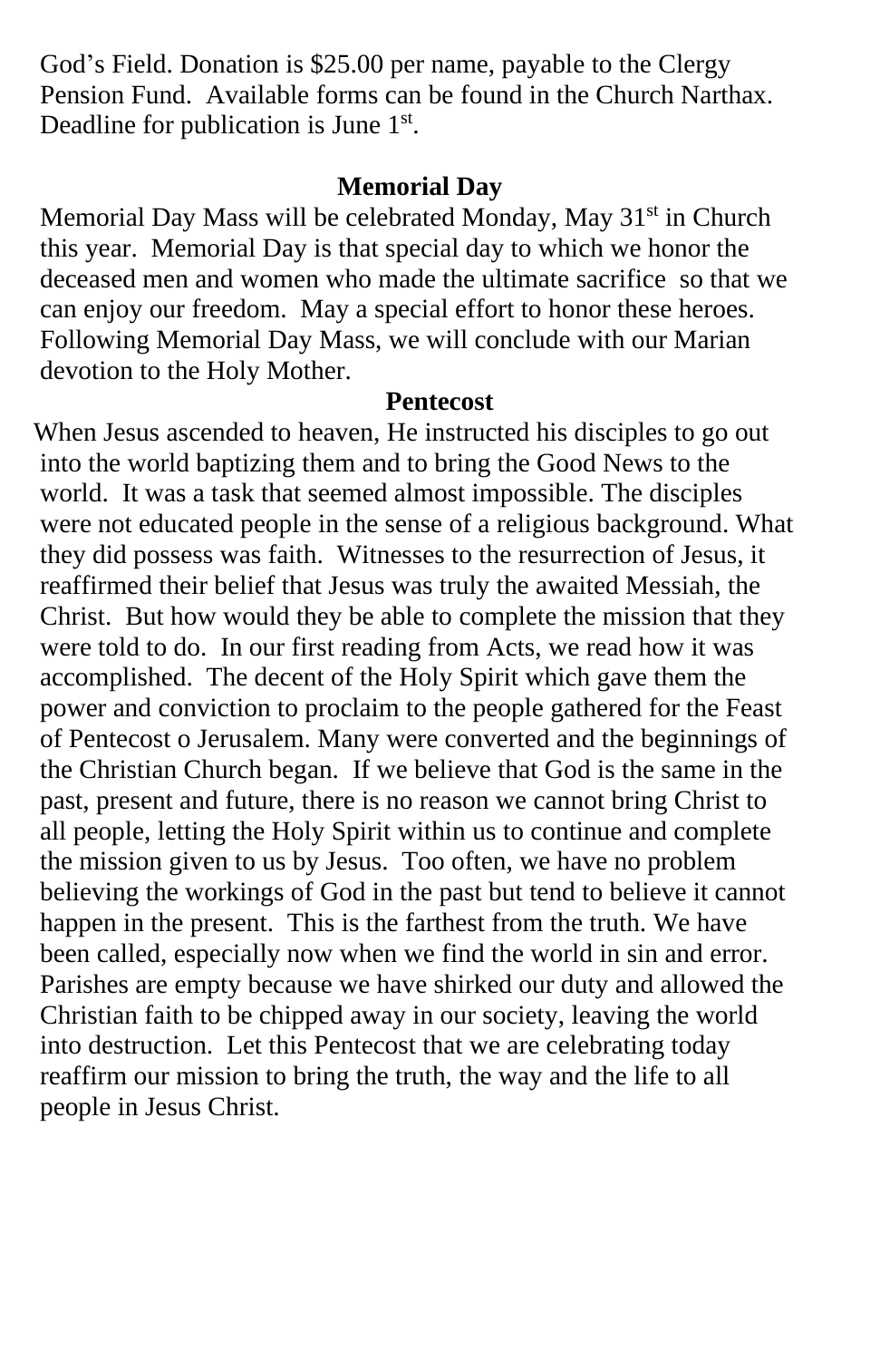God's Field. Donation is $25.00 per name, payable to the Clergy Pension Fund. Available forms can be found in the Church Narthax. Deadline for publication is June 1st.

## Memorial Day

Memorial Day Mass will be celebrated Monday, May 31st in Church this year. Memorial Day is that special day to which we honor the deceased men and women who made the ultimate sacrifice so that we can enjoy our freedom. May a special effort to honor these heroes. Following Memorial Day Mass, we will conclude with our Marian devotion to the Holy Mother.

## Pentecost

When Jesus ascended to heaven, He instructed his disciples to go out into the world baptizing them and to bring the Good News to the world. It was a task that seemed almost impossible. The disciples were not educated people in the sense of a religious background. What they did possess was faith. Witnesses to the resurrection of Jesus, it reaffirmed their belief that Jesus was truly the awaited Messiah, the Christ. But how would they be able to complete the mission that they were told to do. In our first reading from Acts, we read how it was accomplished. The decent of the Holy Spirit which gave them the power and conviction to proclaim to the people gathered for the Feast of Pentecost o Jerusalem. Many were converted and the beginnings of the Christian Church began. If we believe that God is the same in the past, present and future, there is no reason we cannot bring Christ to all people, letting the Holy Spirit within us to continue and complete the mission given to us by Jesus. Too often, we have no problem believing the workings of God in the past but tend to believe it cannot happen in the present. This is the farthest from the truth. We have been called, especially now when we find the world in sin and error. Parishes are empty because we have shirked our duty and allowed the Christian faith to be chipped away in our society, leaving the world into destruction. Let this Pentecost that we are celebrating today reaffirm our mission to bring the truth, the way and the life to all people in Jesus Christ.